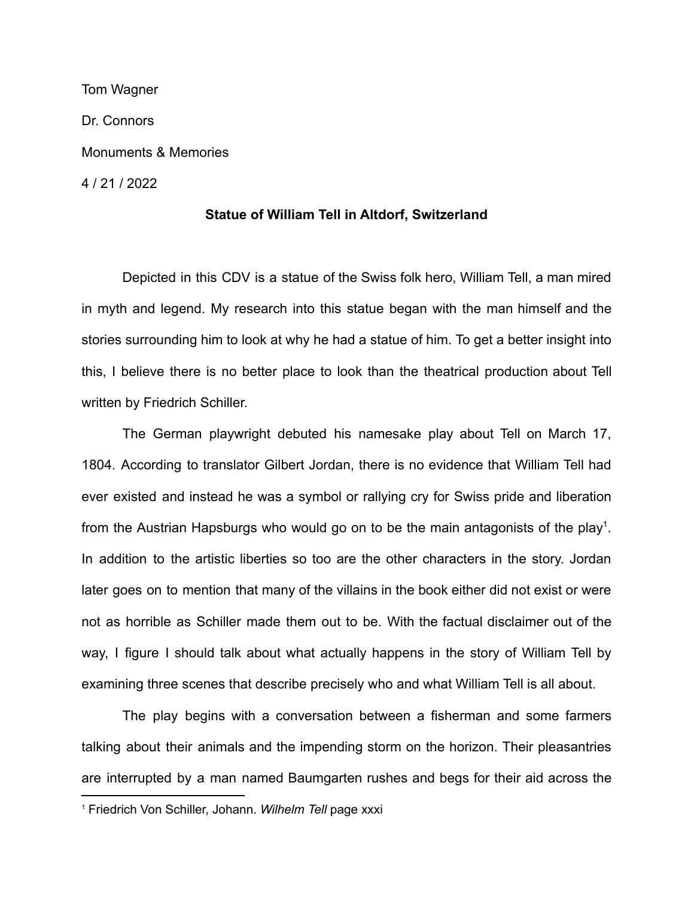Tom Wagner

Dr. Connors

Monuments & Memories

4 / 21 / 2022

**Statue of William Tell in Altdorf, Switzerland**

Depicted in this CDV is a statue of the Swiss folk hero, William Tell, a man mired in myth and legend. My research into this statue began with the man himself and the stories surrounding him to look at why he had a statue of him. To get a better insight into this, I believe there is no better place to look than the theatrical production about Tell written by Friedrich Schiller.

The German playwright debuted his namesake play about Tell on March 17, 1804. According to translator Gilbert Jordan, there is no evidence that William Tell had ever existed and instead he was a symbol or rallying cry for Swiss pride and liberation from the Austrian Hapsburgs who would go on to be the main antagonists of the play[1]. In addition to the artistic liberties so too are the other characters in the story. Jordan later goes on to mention that many of the villains in the book either did not exist or were not as horrible as Schiller made them out to be. With the factual disclaimer out of the way, I figure I should talk about what actually happens in the story of William Tell by examining three scenes that describe precisely who and what William Tell is all about.

The play begins with a conversation between a fisherman and some farmers talking about their animals and the impending storm on the horizon. Their pleasantries are interrupted by a man named Baumgarten rushes and begs for their aid across the

[1] Friedrich Von Schiller, Johann. *Wilhelm Tell* page xxxi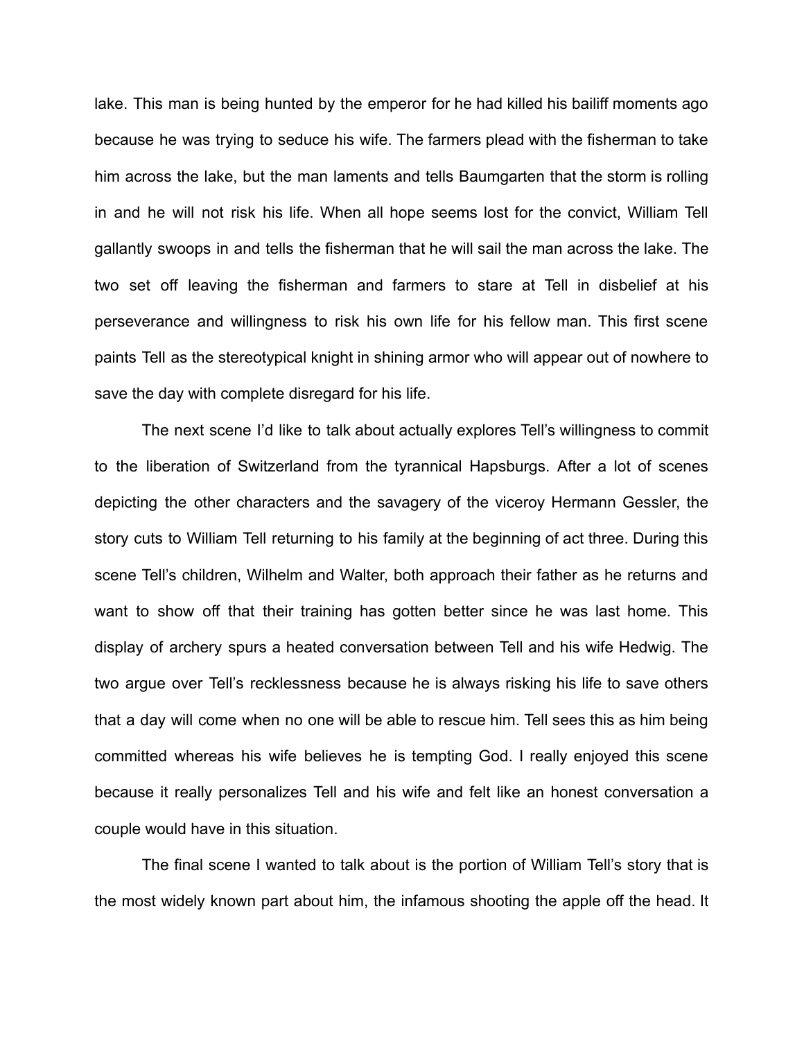lake. This man is being hunted by the emperor for he had killed his bailiff moments ago because he was trying to seduce his wife. The farmers plead with the fisherman to take him across the lake, but the man laments and tells Baumgarten that the storm is rolling in and he will not risk his life. When all hope seems lost for the convict, William Tell gallantly swoops in and tells the fisherman that he will sail the man across the lake. The two set off leaving the fisherman and farmers to stare at Tell in disbelief at his perseverance and willingness to risk his own life for his fellow man. This first scene paints Tell as the stereotypical knight in shining armor who will appear out of nowhere to save the day with complete disregard for his life.

The next scene I'd like to talk about actually explores Tell's willingness to commit to the liberation of Switzerland from the tyrannical Hapsburgs. After a lot of scenes depicting the other characters and the savagery of the viceroy Hermann Gessler, the story cuts to William Tell returning to his family at the beginning of act three. During this scene Tell's children, Wilhelm and Walter, both approach their father as he returns and want to show off that their training has gotten better since he was last home. This display of archery spurs a heated conversation between Tell and his wife Hedwig. The two argue over Tell's recklessness because he is always risking his life to save others that a day will come when no one will be able to rescue him. Tell sees this as him being committed whereas his wife believes he is tempting God. I really enjoyed this scene because it really personalizes Tell and his wife and felt like an honest conversation a couple would have in this situation.

The final scene I wanted to talk about is the portion of William Tell's story that is the most widely known part about him, the infamous shooting the apple off the head. It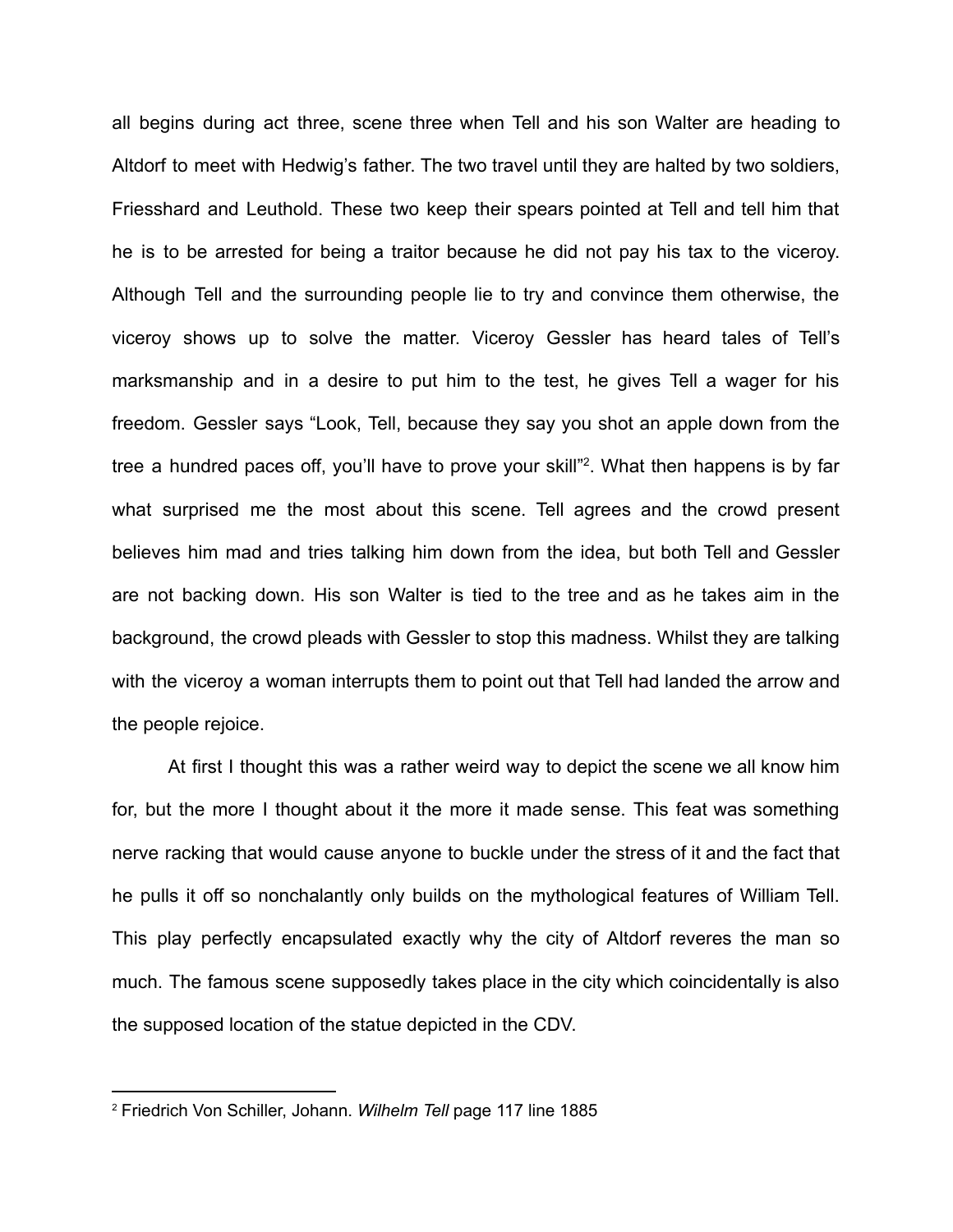all begins during act three, scene three when Tell and his son Walter are heading to Altdorf to meet with Hedwig's father. The two travel until they are halted by two soldiers, Friesshard and Leuthold. These two keep their spears pointed at Tell and tell him that he is to be arrested for being a traitor because he did not pay his tax to the viceroy. Although Tell and the surrounding people lie to try and convince them otherwise, the viceroy shows up to solve the matter. Viceroy Gessler has heard tales of Tell's marksmanship and in a desire to put him to the test, he gives Tell a wager for his freedom. Gessler says "Look, Tell, because they say you shot an apple down from the tree a hundred paces off, you'll have to prove your skill"[2]. What then happens is by far what surprised me the most about this scene. Tell agrees and the crowd present believes him mad and tries talking him down from the idea, but both Tell and Gessler are not backing down. His son Walter is tied to the tree and as he takes aim in the background, the crowd pleads with Gessler to stop this madness. Whilst they are talking with the viceroy a woman interrupts them to point out that Tell had landed the arrow and the people rejoice.

At first I thought this was a rather weird way to depict the scene we all know him for, but the more I thought about it the more it made sense. This feat was something nerve racking that would cause anyone to buckle under the stress of it and the fact that he pulls it off so nonchalantly only builds on the mythological features of William Tell. This play perfectly encapsulated exactly why the city of Altdorf reveres the man so much. The famous scene supposedly takes place in the city which coincidentally is also the supposed location of the statue depicted in the CDV.

---

[2] Friedrich Von Schiller, Johann. *Wilhelm Tell* page 117 line 1885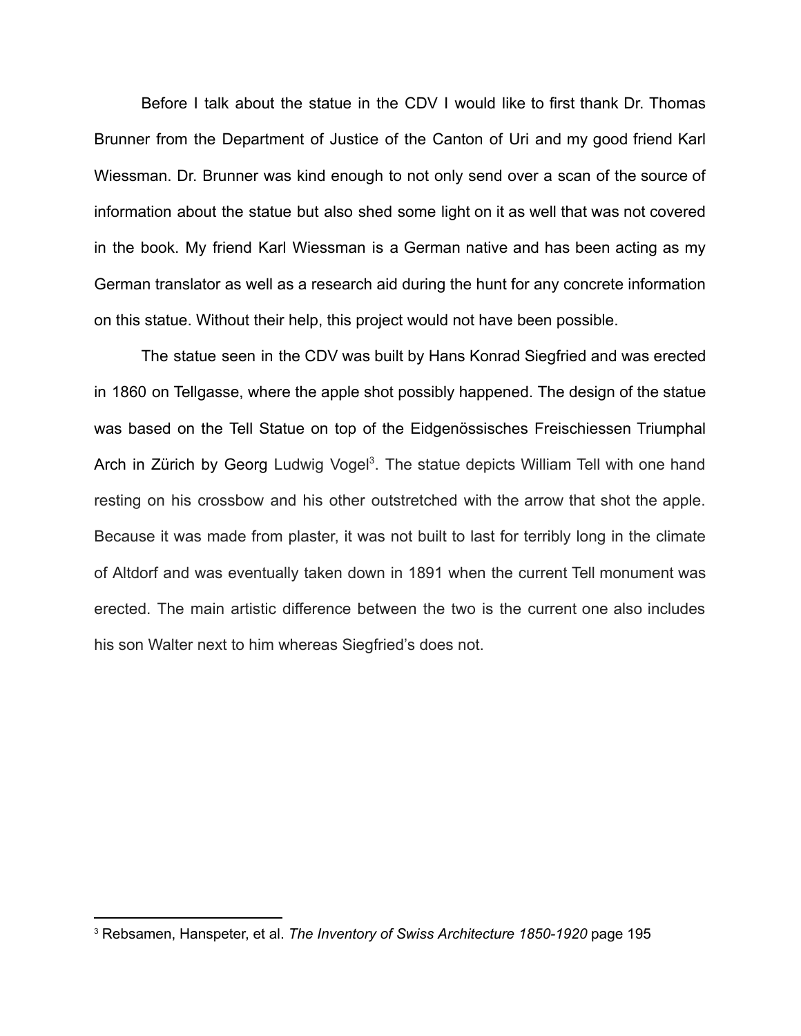Before I talk about the statue in the CDV I would like to first thank Dr. Thomas Brunner from the Department of Justice of the Canton of Uri and my good friend Karl Wiessman. Dr. Brunner was kind enough to not only send over a scan of the source of information about the statue but also shed some light on it as well that was not covered in the book. My friend Karl Wiessman is a German native and has been acting as my German translator as well as a research aid during the hunt for any concrete information on this statue. Without their help, this project would not have been possible.

The statue seen in the CDV was built by Hans Konrad Siegfried and was erected in 1860 on Tellgasse, where the apple shot possibly happened. The design of the statue was based on the Tell Statue on top of the Eidgenössisches Freischiessen Triumphal Arch in Zürich by Georg Ludwig Vogel[3]. The statue depicts William Tell with one hand resting on his crossbow and his other outstretched with the arrow that shot the apple. Because it was made from plaster, it was not built to last for terribly long in the climate of Altdorf and was eventually taken down in 1891 when the current Tell monument was erected. The main artistic difference between the two is the current one also includes his son Walter next to him whereas Siegfried's does not.

---

[3] Rebsamen, Hanspeter, et al. *The Inventory of Swiss Architecture 1850-1920* page 195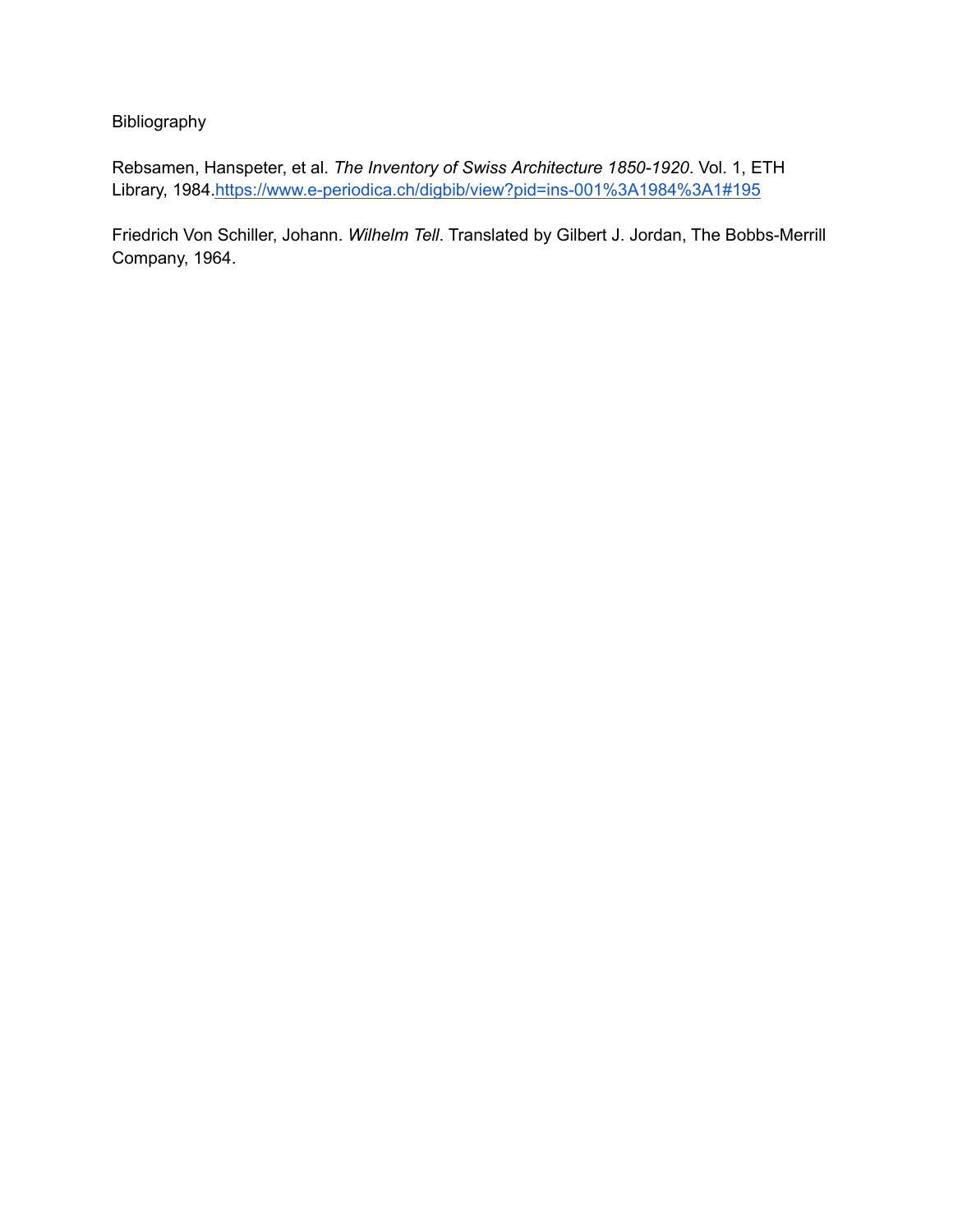Bibliography

Rebsamen, Hanspeter, et al. *The Inventory of Swiss Architecture 1850-1920*. Vol. 1, ETH Library, 1984.[https://www.e-periodica.ch/digbib/view?pid=ins-001%3A1984%3A1#195](https://www.e-periodica.ch/digbib/view?pid=ins-001%3A1984%3A1#195)

Friedrich Von Schiller, Johann. *Wilhelm Tell*. Translated by Gilbert J. Jordan, The Bobbs-Merrill Company, 1964.